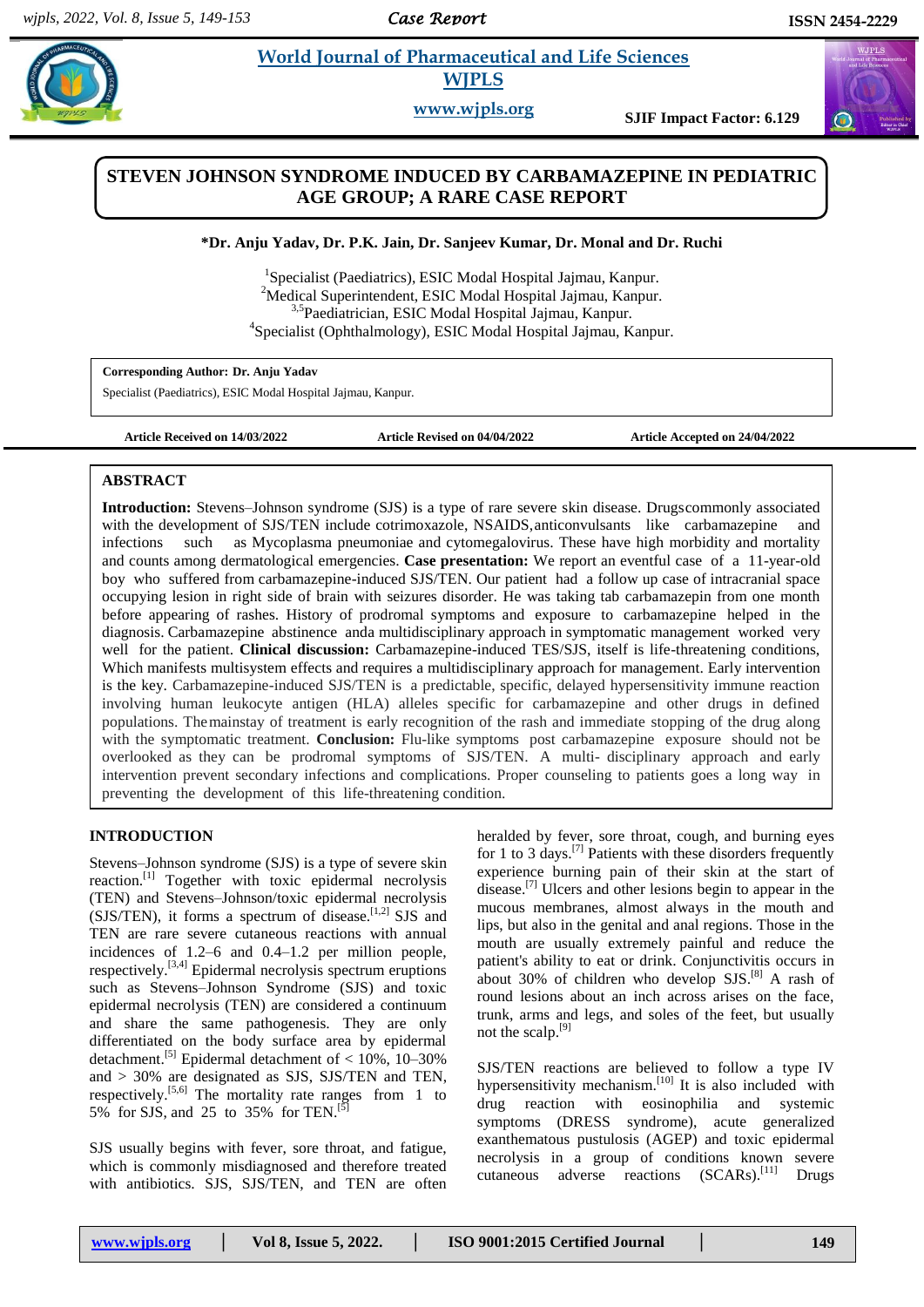# STEVEN JOHNSON SYNDROME INDUCED BY CARBAMAZEPINE IN PEDIATRIC AGE GROUP; A RARE CASE REPORT

**\*Dr. Anju Yadav, Dr. P.K. Jain, Dr. Sanjeev Kumar, Dr. Monal and Dr. Ruchi**

[1]Specialist (Paediatrics), ESIC Modal Hospital Jajmau, Kanpur.
[2]Medical Superintendent, ESIC Modal Hospital Jajmau, Kanpur.
[3,5]Paediatrician, ESIC Modal Hospital Jajmau, Kanpur.
[4]Specialist (Ophthalmology), ESIC Modal Hospital Jajmau, Kanpur.

**Corresponding Author: Dr. Anju Yadav**
Specialist (Paediatrics), ESIC Modal Hospital Jajmau, Kanpur.

**Article Received on 14/03/2022** **Article Revised on 04/04/2022** **Article Accepted on 24/04/2022**

## ABSTRACT

**Introduction:** Stevens–Johnson syndrome (SJS) is a type of rare severe skin disease. Drugscommonly associated with the development of SJS/TEN include cotrimoxazole, NSAIDS,anticonvulsants like carbamazepine and infections such as Mycoplasma pneumoniae and cytomegalovirus. These have high morbidity and mortality and counts among dermatological emergencies. **Case presentation:** We report an eventful case of a 11-year-old boy who suffered from carbamazepine-induced SJS/TEN. Our patient had a follow up case of intracranial space occupying lesion in right side of brain with seizures disorder. He was taking tab carbamazepin from one month before appearing of rashes. History of prodromal symptoms and exposure to carbamazepine helped in the diagnosis. Carbamazepine abstinence anda multidisciplinary approach in symptomatic management worked very well for the patient. **Clinical discussion:** Carbamazepine-induced TES/SJS, itself is life-threatening conditions, Which manifests multisystem effects and requires a multidisciplinary approach for management. Early intervention is the key. Carbamazepine-induced SJS/TEN is a predictable, specific, delayed hypersensitivity immune reaction involving human leukocyte antigen (HLA) alleles specific for carbamazepine and other drugs in defined populations. Themainstay of treatment is early recognition of the rash and immediate stopping of the drug along with the symptomatic treatment. **Conclusion:** Flu-like symptoms post carbamazepine exposure should not be overlooked as they can be prodromal symptoms of SJS/TEN. A multi- disciplinary approach and early intervention prevent secondary infections and complications. Proper counseling to patients goes a long way in preventing the development of this life-threatening condition.

## INTRODUCTION

Stevens–Johnson syndrome (SJS) is a type of severe skin reaction.[1] Together with toxic epidermal necrolysis (TEN) and Stevens–Johnson/toxic epidermal necrolysis (SJS/TEN), it forms a spectrum of disease.[1,2] SJS and TEN are rare severe cutaneous reactions with annual incidences of 1.2–6 and 0.4–1.2 per million people, respectively.[3,4] Epidermal necrolysis spectrum eruptions such as Stevens–Johnson Syndrome (SJS) and toxic epidermal necrolysis (TEN) are considered a continuum and share the same pathogenesis. They are only differentiated on the body surface area by epidermal detachment.[5] Epidermal detachment of < 10%, 10–30% and > 30% are designated as SJS, SJS/TEN and TEN, respectively.[5,6] The mortality rate ranges from 1 to 5% for SJS, and 25 to 35% for TEN.[5]

SJS usually begins with fever, sore throat, and fatigue, which is commonly misdiagnosed and therefore treated with antibiotics. SJS, SJS/TEN, and TEN are often heralded by fever, sore throat, cough, and burning eyes for 1 to 3 days.[7] Patients with these disorders frequently experience burning pain of their skin at the start of disease.[7] Ulcers and other lesions begin to appear in the mucous membranes, almost always in the mouth and lips, but also in the genital and anal regions. Those in the mouth are usually extremely painful and reduce the patient's ability to eat or drink. Conjunctivitis occurs in about 30% of children who develop SJS.[8] A rash of round lesions about an inch across arises on the face, trunk, arms and legs, and soles of the feet, but usually not the scalp.[9]

SJS/TEN reactions are believed to follow a type IV hypersensitivity mechanism.[10] It is also included with drug reaction with eosinophilia and systemic symptoms (DRESS syndrome), acute generalized exanthematous pustulosis (AGEP) and toxic epidermal necrolysis in a group of conditions known severe cutaneous adverse reactions (SCARs).[11] Drugs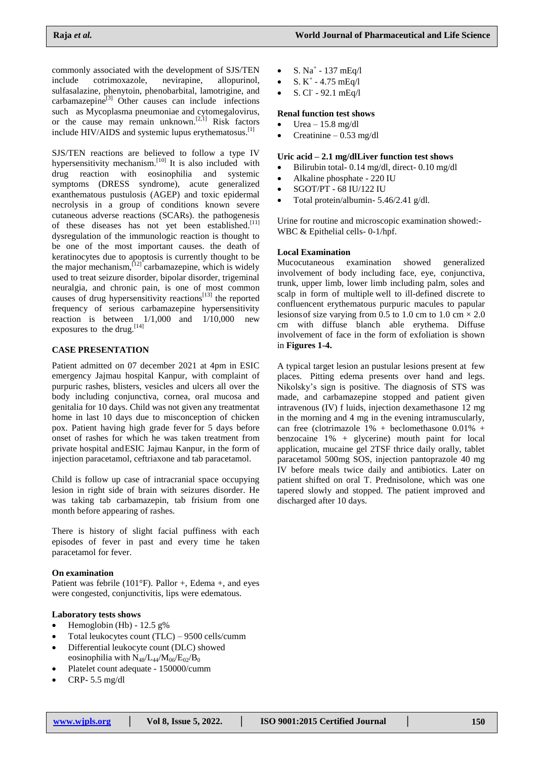commonly associated with the development of SJS/TEN include cotrimoxazole, nevirapine, allopurinol, sulfasalazine, phenytoin, phenobarbital, lamotrigine, and carbamazepine[3] Other causes can include infections such as Mycoplasma pneumoniae and cytomegalovirus, or the cause may remain unknown.[2,1] Risk factors include HIV/AIDS and systemic lupus erythematosus.[1]

SJS/TEN reactions are believed to follow a type IV hypersensitivity mechanism.[10] It is also included with drug reaction with eosinophilia and systemic symptoms (DRESS syndrome), acute generalized exanthematous pustulosis (AGEP) and toxic epidermal necrolysis in a group of conditions known severe cutaneous adverse reactions (SCARs). the pathogenesis of these diseases has not yet been established.[11] dysregulation of the immunologic reaction is thought to be one of the most important causes. the death of keratinocytes due to apoptosis is currently thought to be the major mechanism,[12] carbamazepine, which is widely used to treat seizure disorder, bipolar disorder, trigeminal neuralgia, and chronic pain, is one of most common causes of drug hypersensitivity reactions[13] the reported frequency of serious carbamazepine hypersensitivity reaction is between 1/1,000 and 1/10,000 new exposures to the drug.[14]

## CASE PRESENTATION

Patient admitted on 07 december 2021 at 4pm in ESIC emergency Jajmau hospital Kanpur, with complaint of purpuric rashes, blisters, vesicles and ulcers all over the body including conjunctiva, cornea, oral mucosa and genitalia for 10 days. Child was not given any treatmentat home in last 10 days due to misconception of chicken pox. Patient having high grade fever for 5 days before onset of rashes for which he was taken treatment from private hospital andESIC Jajmau Kanpur, in the form of injection paracetamol, ceftriaxone and tab paracetamol.

Child is follow up case of intracranial space occupying lesion in right side of brain with seizures disorder. He was taking tab carbamazepin, tab frisium from one month before appearing of rashes.

There is history of slight facial puffiness with each episodes of fever in past and every time he taken paracetamol for fever.

**On examination**
Patient was febrile (101°F). Pallor +, Edema +, and eyes were congested, conjunctivitis, lips were edematous.

**Laboratory tests shows**

- Hemoglobin (Hb) - 12.5 g%
- Total leukocytes count (TLC) – 9500 cells/cumm
- Differential leukocyte count (DLC) showed eosinophilia with $N_{48}/L_{44}/M_{06}/E_{02}/B_{0}$
- Platelet count adequate - 150000/cumm
- CRP- 5.5 mg/dl
- S. $Na^{+}$ - 137 mEq/l
- S. $K^{+}$ - 4.75 mEq/l
- S. $Cl^{-}$ - 92.1 mEq/l

**Renal function test shows**

- Urea – 15.8 mg/dl
- Creatinine – 0.53 mg/dl

**Uric acid – 2.1 mg/dlLiver function test shows**

- Bilirubin total- 0.14 mg/dl, direct- 0.10 mg/dl
- Alkaline phosphate - 220 IU
- SGOT/PT - 68 IU/122 IU
- Total protein/albumin- 5.46/2.41 g/dl.

Urine for routine and microscopic examination showed:- WBC & Epithelial cells- 0-1/hpf.

**Local Examination**
Mucocutaneous examination showed generalized involvement of body including face, eye, conjunctiva, trunk, upper limb, lower limb including palm, soles and scalp in form of multiple well to ill-defined discrete to confluencent erythematous purpuric macules to papular lesionsof size varying from 0.5 to 1.0 cm to 1.0 cm × 2.0 cm with diffuse blanch able erythema. Diffuse involvement of face in the form of exfoliation is shown in **Figures 1-4.**

A typical target lesion an pustular lesions present at few places. Pitting edema presents over hand and legs. Nikolsky's sign is positive. The diagnosis of STS was made, and carbamazepine stopped and patient given intravenous (IV) f luids, injection dexamethasone 12 mg in the morning and 4 mg in the evening intramuscularly, can free (clotrimazole 1% + beclomethasone 0.01% + benzocaine 1% + glycerine) mouth paint for local application, mucaine gel 2TSF thrice daily orally, tablet paracetamol 500mg SOS, injection pantoprazole 40 mg IV before meals twice daily and antibiotics. Later on patient shifted on oral T. Prednisolone, which was one tapered slowly and stopped. The patient improved and discharged after 10 days.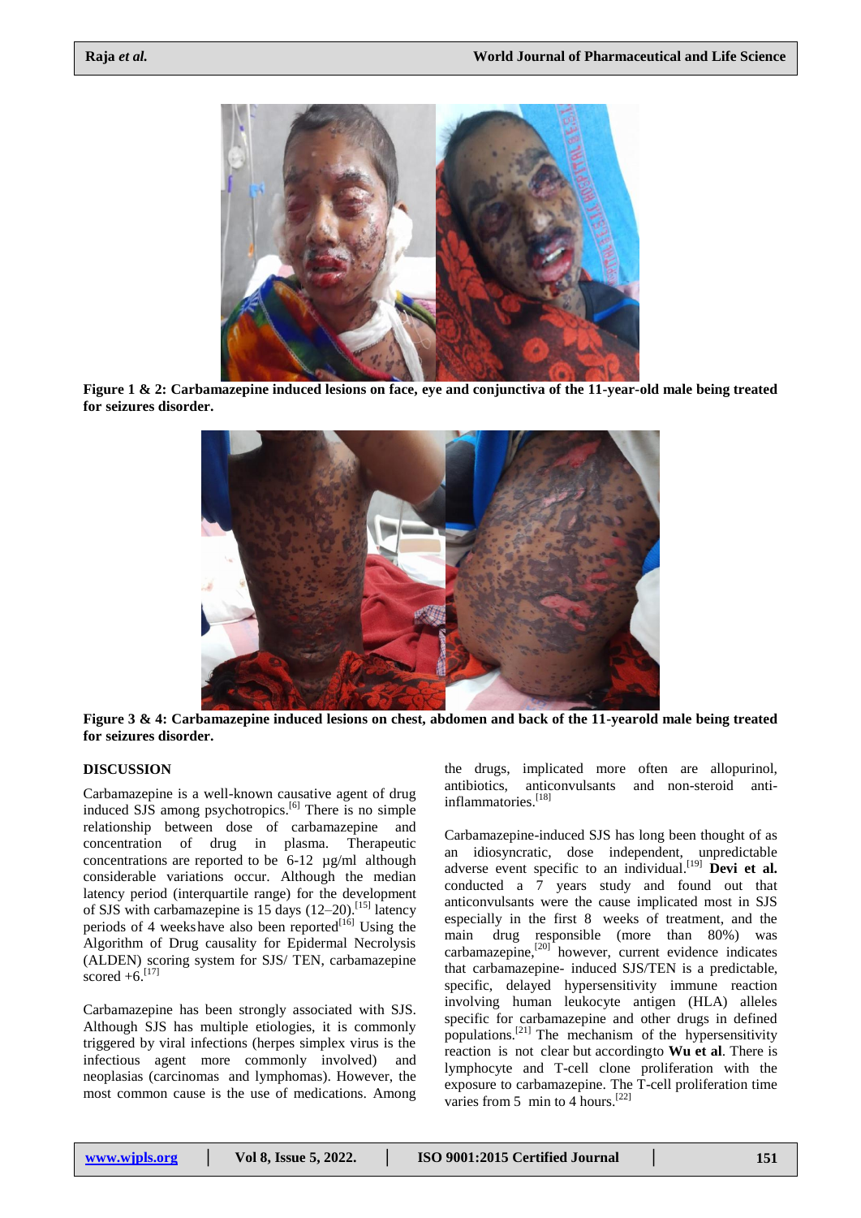**Figure 1 & 2: Carbamazepine induced lesions on face, eye and conjunctiva of the 11-year-old male being treated for seizures disorder.**

**Figure 3 & 4: Carbamazepine induced lesions on chest, abdomen and back of the 11-yearold male being treated for seizures disorder.**

## DISCUSSION

Carbamazepine is a well-known causative agent of drug induced SJS among psychotropics.[6] There is no simple relationship between dose of carbamazepine and concentration of drug in plasma. Therapeutic concentrations are reported to be 6-12 µg/ml although considerable variations occur. Although the median latency period (interquartile range) for the development of SJS with carbamazepine is 15 days (12–20).[15] latency periods of 4 weekshave also been reported[16] Using the Algorithm of Drug causality for Epidermal Necrolysis (ALDEN) scoring system for SJS/ TEN, carbamazepine scored +6.[17]

Carbamazepine has been strongly associated with SJS. Although SJS has multiple etiologies, it is commonly triggered by viral infections (herpes simplex virus is the infectious agent more commonly involved) and neoplasias (carcinomas and lymphomas). However, the most common cause is the use of medications. Among the drugs, implicated more often are allopurinol, antibiotics, anticonvulsants and non-steroid anti-inflammatories.[18]

Carbamazepine-induced SJS has long been thought of as an idiosyncratic, dose independent, unpredictable adverse event specific to an individual.[19] **Devi et al.** conducted a 7 years study and found out that anticonvulsants were the cause implicated most in SJS especially in the first 8 weeks of treatment, and the main drug responsible (more than 80%) was carbamazepine,[20] however, current evidence indicates that carbamazepine- induced SJS/TEN is a predictable, specific, delayed hypersensitivity immune reaction involving human leukocyte antigen (HLA) alleles specific for carbamazepine and other drugs in defined populations.[21] The mechanism of the hypersensitivity reaction is not clear but accordingto **Wu et al**. There is lymphocyte and T-cell clone proliferation with the exposure to carbamazepine. The T-cell proliferation time varies from 5 min to 4 hours.[22]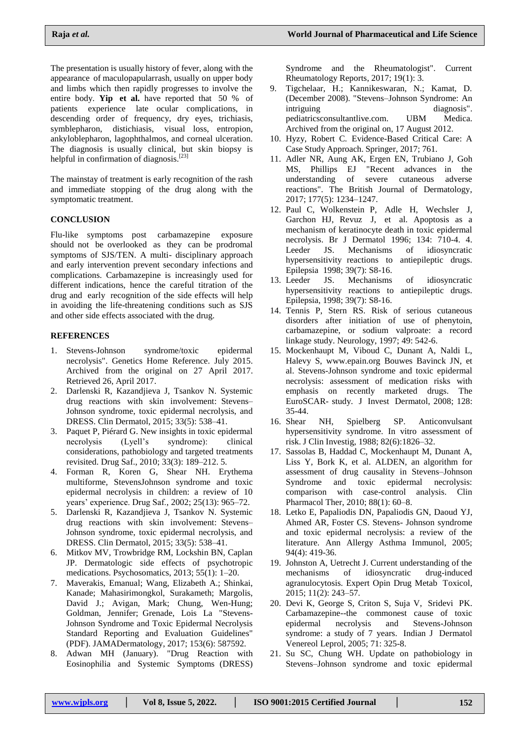The presentation is usually history of fever, along with the appearance of maculopapularrash, usually on upper body and limbs which then rapidly progresses to involve the entire body. **Yip et al.** have reported that 50 % of patients experience late ocular complications, in descending order of frequency, dry eyes, trichiasis, symblepharon, distichiasis, visual loss, entropion, ankyloblepharon, lagophthalmos, and corneal ulceration. The diagnosis is usually clinical, but skin biopsy is helpful in confirmation of diagnosis.[23]

The mainstay of treatment is early recognition of the rash and immediate stopping of the drug along with the symptomatic treatment.

## CONCLUSION

Flu-like symptoms post carbamazepine exposure should not be overlooked as they can be prodromal symptoms of SJS/TEN. A multi- disciplinary approach and early intervention prevent secondary infections and complications. Carbamazepine is increasingly used for different indications, hence the careful titration of the drug and early recognition of the side effects will help in avoiding the life-threatening conditions such as SJS and other side effects associated with the drug.

## REFERENCES

1. Stevens-Johnson syndrome/toxic epidermal necrolysis". Genetics Home Reference. July 2015. Archived from the original on 27 April 2017. Retrieved 26, April 2017.
2. Darlenski R, Kazandjieva J, Tsankov N. Systemic drug reactions with skin involvement: Stevens–Johnson syndrome, toxic epidermal necrolysis, and DRESS. Clin Dermatol, 2015; 33(5): 538–41.
3. Paquet P, Piérard G. New insights in toxic epidermal necrolysis (Lyell's syndrome): clinical considerations, pathobiology and targeted treatments revisited. Drug Saf., 2010; 33(3): 189–212. 5.
4. Forman R, Koren G, Shear NH. Erythema multiforme, StevensJohnson syndrome and toxic epidermal necrolysis in children: a review of 10 years' experience. Drug Saf., 2002; 25(13): 965–72.
5. Darlenski R, Kazandjieva J, Tsankov N. Systemic drug reactions with skin involvement: Stevens–Johnson syndrome, toxic epidermal necrolysis, and DRESS. Clin Dermatol, 2015; 33(5): 538–41.
6. Mitkov MV, Trowbridge RM, Lockshin BN, Caplan JP. Dermatologic side effects of psychotropic medications. Psychosomatics, 2013; 55(1): 1–20.
7. Maverakis, Emanual; Wang, Elizabeth A.; Shinkai, Kanade; Mahasirimongkol, Surakameth; Margolis, David J.; Avigan, Mark; Chung, Wen-Hung; Goldman, Jennifer; Grenade, Lois La "Stevens-Johnson Syndrome and Toxic Epidermal Necrolysis Standard Reporting and Evaluation Guidelines" (PDF). JAMADermatology, 2017; 153(6): 587592.
8. Adwan MH (January). "Drug Reaction with Eosinophilia and Systemic Symptoms (DRESS) Syndrome and the Rheumatologist". Current Rheumatology Reports, 2017; 19(1): 3.
9. Tigchelaar, H.; Kannikeswaran, N.; Kamat, D. (December 2008). "Stevens–Johnson Syndrome: An intriguing diagnosis". pediatricsconsultantlive.com. UBM Medica. Archived from the original on, 17 August 2012.
10. Hyzy, Robert C. Evidence-Based Critical Care: A Case Study Approach. Springer, 2017; 761.
11. Adler NR, Aung AK, Ergen EN, Trubiano J, Goh MS, Phillips EJ "Recent advances in the understanding of severe cutaneous adverse reactions". The British Journal of Dermatology, 2017; 177(5): 1234–1247.
12. Paul C, Wolkenstein P, Adle H, Wechsler J, Garchon HJ, Revuz J, et al. Apoptosis as a mechanism of keratinocyte death in toxic epidermal necrolysis. Br J Dermatol 1996; 134: 710-4. 4. Leeder JS. Mechanisms of idiosyncratic hypersensitivity reactions to antiepileptic drugs. Epilepsia 1998; 39(7): S8-16.
13. Leeder JS. Mechanisms of idiosyncratic hypersensitivity reactions to antiepileptic drugs. Epilepsia, 1998; 39(7): S8-16.
14. Tennis P, Stern RS. Risk of serious cutaneous disorders after initiation of use of phenytoin, carbamazepine, or sodium valproate: a record linkage study. Neurology, 1997; 49: 542-6.
15. Mockenhaupt M, Viboud C, Dunant A, Naldi L, Halevy S, www.epain.org Bouwes Bavinck JN, et al. Stevens-Johnson syndrome and toxic epidermal necrolysis: assessment of medication risks with emphasis on recently marketed drugs. The EuroSCAR- study. J Invest Dermatol, 2008; 128: 35-44.
16. Shear NH, Spielberg SP. Anticonvulsant hypersensitivity syndrome. In vitro assessment of risk. J Clin Investig, 1988; 82(6):1826–32.
17. Sassolas B, Haddad C, Mockenhaupt M, Dunant A, Liss Y, Bork K, et al. ALDEN, an algorithm for assessment of drug causality in Stevens–Johnson Syndrome and toxic epidermal necrolysis: comparison with case-control analysis. Clin Pharmacol Ther, 2010; 88(1): 60–8.
18. Letko E, Papaliodis DN, Papaliodis GN, Daoud YJ, Ahmed AR, Foster CS. Stevens- Johnson syndrome and toxic epidermal necrolysis: a review of the literature. Ann Allergy Asthma Immunol, 2005; 94(4): 419-36.
19. Johnston A, Uetrecht J. Current understanding of the mechanisms of idiosyncratic drug-induced agranulocytosis. Expert Opin Drug Metab Toxicol, 2015; 11(2): 243–57.
20. Devi K, George S, Criton S, Suja V, Sridevi PK. Carbamazepine--the commonest cause of toxic epidermal necrolysis and Stevens-Johnson syndrome: a study of 7 years. Indian J Dermatol Venereol Leprol, 2005; 71: 325-8.
21. Su SC, Chung WH. Update on pathobiology in Stevens–Johnson syndrome and toxic epidermal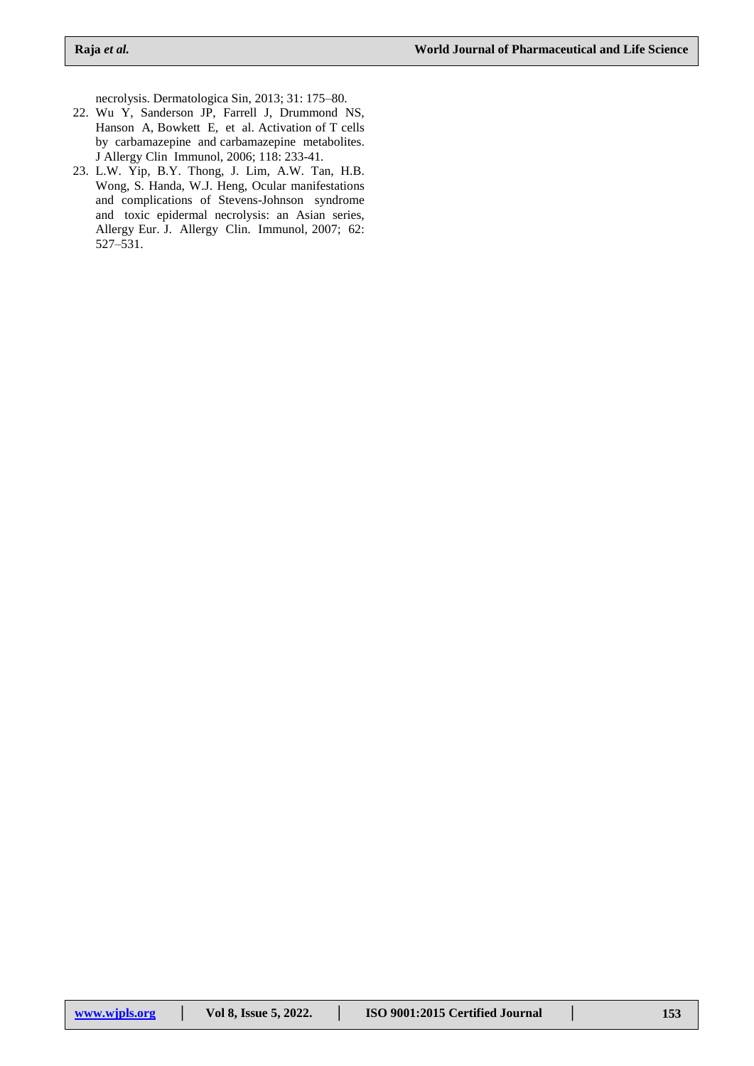necrolysis. Dermatologica Sin, 2013; 31: 175–80.

22. Wu Y, Sanderson JP, Farrell J, Drummond NS, Hanson A, Bowkett E, et al. Activation of T cells by carbamazepine and carbamazepine metabolites. J Allergy Clin Immunol, 2006; 118: 233-41.
23. L.W. Yip, B.Y. Thong, J. Lim, A.W. Tan, H.B. Wong, S. Handa, W.J. Heng, Ocular manifestations and complications of Stevens-Johnson syndrome and toxic epidermal necrolysis: an Asian series, Allergy Eur. J. Allergy Clin. Immunol, 2007; 62: 527–531.